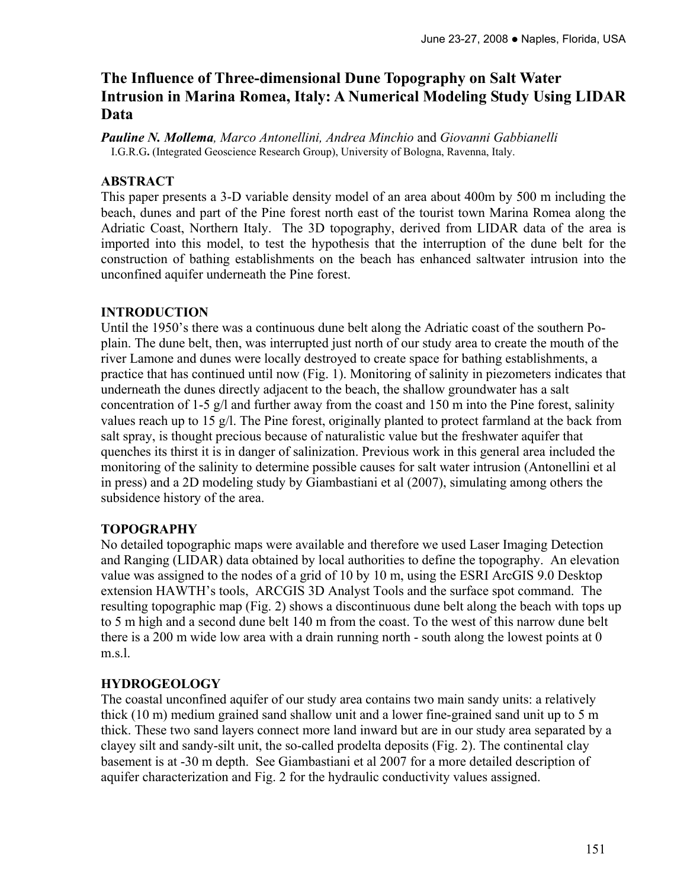# The Influence of Three-dimensional Dune Topography on Salt Water Intrusion in Marina Romea, Italy: A Numerical Modeling Study Using LIDAR Data

***Pauline N. Mollema**, Marco Antonellini, Andrea Minchio* and *Giovanni Gabbianelli*
I.G.R.G**.** (Integrated Geoscience Research Group), University of Bologna, Ravenna, Italy.

## ABSTRACT

This paper presents a 3-D variable density model of an area about 400m by 500 m including the beach, dunes and part of the Pine forest north east of the tourist town Marina Romea along the Adriatic Coast, Northern Italy. The 3D topography, derived from LIDAR data of the area is imported into this model, to test the hypothesis that the interruption of the dune belt for the construction of bathing establishments on the beach has enhanced saltwater intrusion into the unconfined aquifer underneath the Pine forest.

## INTRODUCTION

Until the 1950's there was a continuous dune belt along the Adriatic coast of the southern Po-plain. The dune belt, then, was interrupted just north of our study area to create the mouth of the river Lamone and dunes were locally destroyed to create space for bathing establishments, a practice that has continued until now (Fig. 1). Monitoring of salinity in piezometers indicates that underneath the dunes directly adjacent to the beach, the shallow groundwater has a salt concentration of 1-5 g/l and further away from the coast and 150 m into the Pine forest, salinity values reach up to 15 g/l. The Pine forest, originally planted to protect farmland at the back from salt spray, is thought precious because of naturalistic value but the freshwater aquifer that quenches its thirst it is in danger of salinization. Previous work in this general area included the monitoring of the salinity to determine possible causes for salt water intrusion (Antonellini et al in press) and a 2D modeling study by Giambastiani et al (2007), simulating among others the subsidence history of the area.

## TOPOGRAPHY

No detailed topographic maps were available and therefore we used Laser Imaging Detection and Ranging (LIDAR) data obtained by local authorities to define the topography. An elevation value was assigned to the nodes of a grid of 10 by 10 m, using the ESRI ArcGIS 9.0 Desktop extension HAWTH's tools, ARCGIS 3D Analyst Tools and the surface spot command. The resulting topographic map (Fig. 2) shows a discontinuous dune belt along the beach with tops up to 5 m high and a second dune belt 140 m from the coast. To the west of this narrow dune belt there is a 200 m wide low area with a drain running north - south along the lowest points at 0 m.s.l.

## HYDROGEOLOGY

The coastal unconfined aquifer of our study area contains two main sandy units: a relatively thick (10 m) medium grained sand shallow unit and a lower fine-grained sand unit up to 5 m thick. These two sand layers connect more land inward but are in our study area separated by a clayey silt and sandy-silt unit, the so-called prodelta deposits (Fig. 2). The continental clay basement is at -30 m depth. See Giambastiani et al 2007 for a more detailed description of aquifer characterization and Fig. 2 for the hydraulic conductivity values assigned.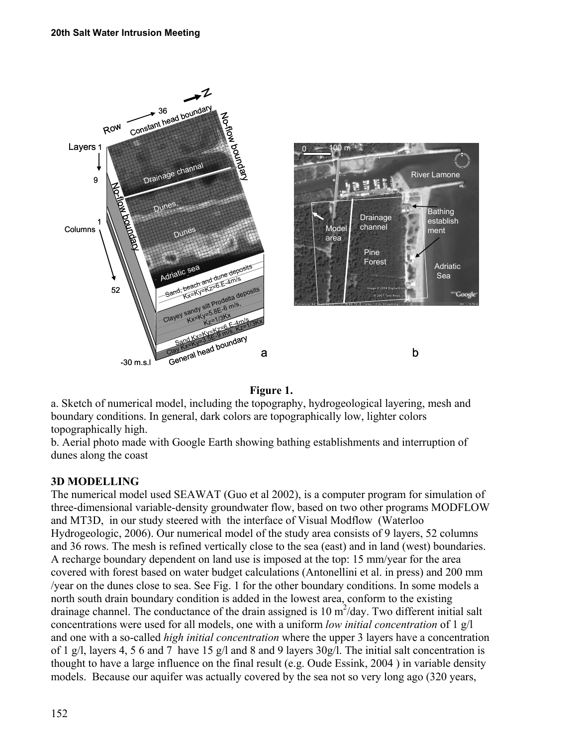**Figure 1.**

a. Sketch of numerical model, including the topography, hydrogeological layering, mesh and boundary conditions. In general, dark colors are topographically low, lighter colors topographically high.

b. Aerial photo made with Google Earth showing bathing establishments and interruption of dunes along the coast

## 3D MODELLING

The numerical model used SEAWAT (Guo et al 2002), is a computer program for simulation of three-dimensional variable-density groundwater flow, based on two other programs MODFLOW and MT3D, in our study steered with the interface of Visual Modflow (Waterloo Hydrogeologic, 2006). Our numerical model of the study area consists of 9 layers, 52 columns and 36 rows. The mesh is refined vertically close to the sea (east) and in land (west) boundaries. A recharge boundary dependent on land use is imposed at the top: 15 mm/year for the area covered with forest based on water budget calculations (Antonellini et al. in press) and 200 mm /year on the dunes close to sea. See Fig. 1 for the other boundary conditions. In some models a north south drain boundary condition is added in the lowest area, conform to the existing drainage channel. The conductance of the drain assigned is 10 $m^2$/day. Two different initial salt concentrations were used for all models, one with a uniform *low initial concentration* of 1 g/l and one with a so-called *high initial concentration* where the upper 3 layers have a concentration of 1 g/l, layers 4, 5 6 and 7 have 15 g/l and 8 and 9 layers 30g/l. The initial salt concentration is thought to have a large influence on the final result (e.g. Oude Essink, 2004 ) in variable density models. Because our aquifer was actually covered by the sea not so very long ago (320 years,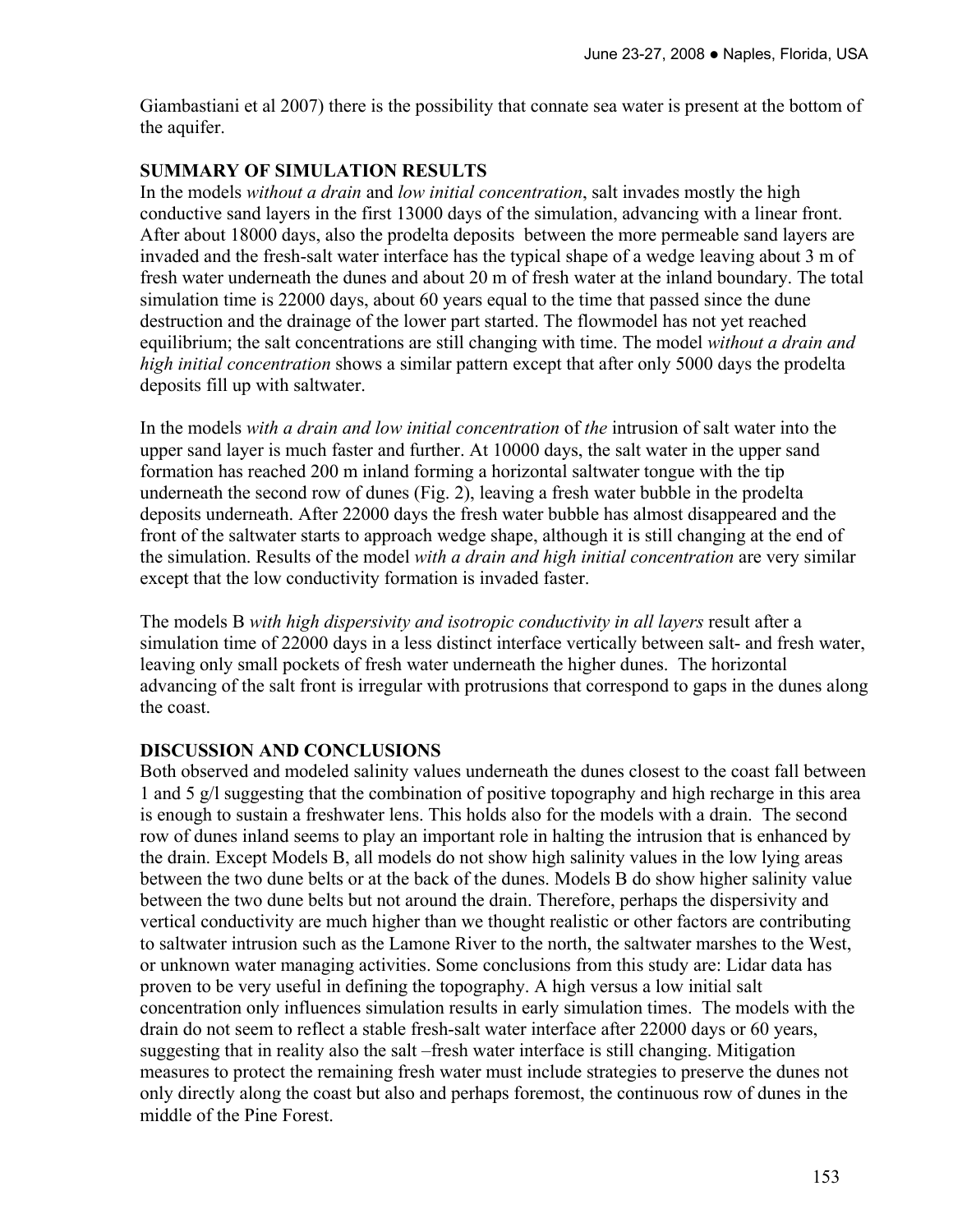Giambastiani et al 2007) there is the possibility that connate sea water is present at the bottom of the aquifer.

## SUMMARY OF SIMULATION RESULTS

In the models *without a drain* and *low initial concentration*, salt invades mostly the high conductive sand layers in the first 13000 days of the simulation, advancing with a linear front. After about 18000 days, also the prodelta deposits between the more permeable sand layers are invaded and the fresh-salt water interface has the typical shape of a wedge leaving about 3 m of fresh water underneath the dunes and about 20 m of fresh water at the inland boundary. The total simulation time is 22000 days, about 60 years equal to the time that passed since the dune destruction and the drainage of the lower part started. The flowmodel has not yet reached equilibrium; the salt concentrations are still changing with time. The model *without a drain and high initial concentration* shows a similar pattern except that after only 5000 days the prodelta deposits fill up with saltwater.

In the models *with a drain and low initial concentration* of *the* intrusion of salt water into the upper sand layer is much faster and further. At 10000 days, the salt water in the upper sand formation has reached 200 m inland forming a horizontal saltwater tongue with the tip underneath the second row of dunes (Fig. 2), leaving a fresh water bubble in the prodelta deposits underneath. After 22000 days the fresh water bubble has almost disappeared and the front of the saltwater starts to approach wedge shape, although it is still changing at the end of the simulation. Results of the model *with a drain and high initial concentration* are very similar except that the low conductivity formation is invaded faster.

The models B *with high dispersivity and isotropic conductivity in all layers* result after a simulation time of 22000 days in a less distinct interface vertically between salt- and fresh water, leaving only small pockets of fresh water underneath the higher dunes. The horizontal advancing of the salt front is irregular with protrusions that correspond to gaps in the dunes along the coast.

## DISCUSSION AND CONCLUSIONS

Both observed and modeled salinity values underneath the dunes closest to the coast fall between 1 and 5 g/l suggesting that the combination of positive topography and high recharge in this area is enough to sustain a freshwater lens. This holds also for the models with a drain. The second row of dunes inland seems to play an important role in halting the intrusion that is enhanced by the drain. Except Models B, all models do not show high salinity values in the low lying areas between the two dune belts or at the back of the dunes. Models B do show higher salinity value between the two dune belts but not around the drain. Therefore, perhaps the dispersivity and vertical conductivity are much higher than we thought realistic or other factors are contributing to saltwater intrusion such as the Lamone River to the north, the saltwater marshes to the West, or unknown water managing activities. Some conclusions from this study are: Lidar data has proven to be very useful in defining the topography. A high versus a low initial salt concentration only influences simulation results in early simulation times. The models with the drain do not seem to reflect a stable fresh-salt water interface after 22000 days or 60 years, suggesting that in reality also the salt –fresh water interface is still changing. Mitigation measures to protect the remaining fresh water must include strategies to preserve the dunes not only directly along the coast but also and perhaps foremost, the continuous row of dunes in the middle of the Pine Forest.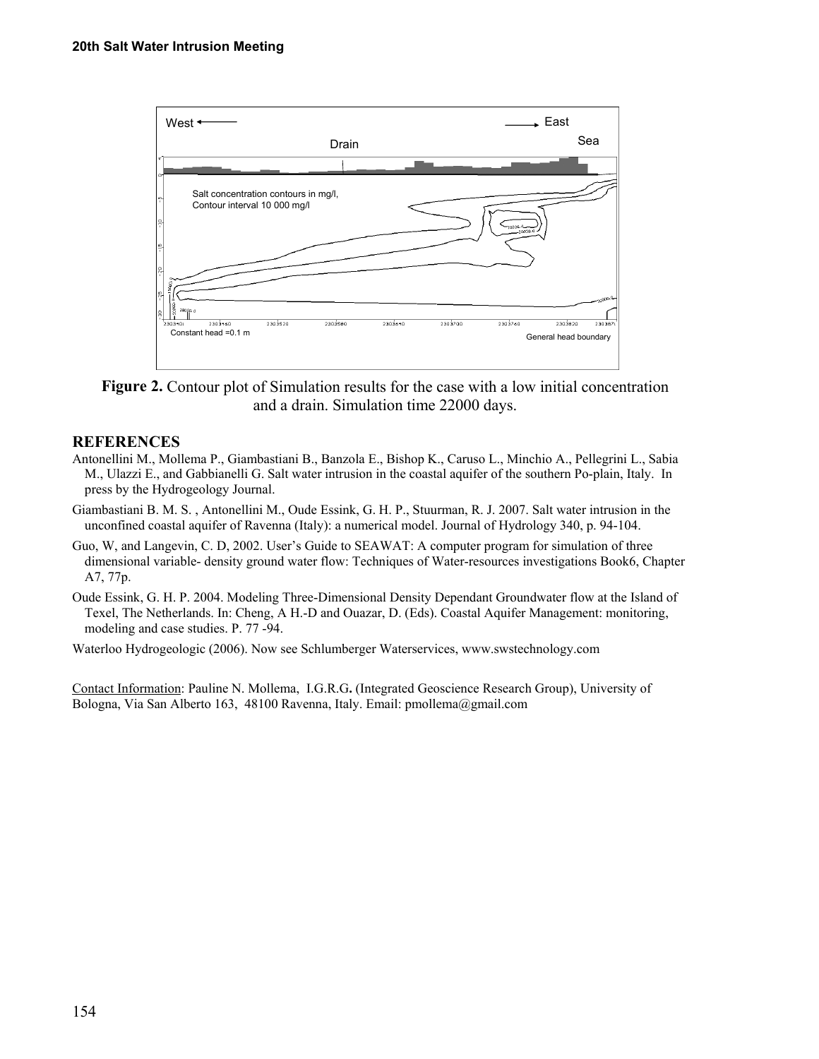West ←

→ East

Drain

Sea

Salt concentration contours in mg/l,
Contour interval 10 000 mg/l

Constant head =0.1 m

General head boundary

**Figure 2.** Contour plot of Simulation results for the case with a low initial concentration and a drain. Simulation time 22000 days.

## REFERENCES

Antonellini M., Mollema P., Giambastiani B., Banzola E., Bishop K., Caruso L., Minchio A., Pellegrini L., Sabia M., Ulazzi E., and Gabbianelli G. Salt water intrusion in the coastal aquifer of the southern Po-plain, Italy. In press by the Hydrogeology Journal.

Giambastiani B. M. S. , Antonellini M., Oude Essink, G. H. P., Stuurman, R. J. 2007. Salt water intrusion in the unconfined coastal aquifer of Ravenna (Italy): a numerical model. Journal of Hydrology 340, p. 94-104.

Guo, W, and Langevin, C. D, 2002. User's Guide to SEAWAT: A computer program for simulation of three dimensional variable- density ground water flow: Techniques of Water-resources investigations Book6, Chapter A7, 77p.

Oude Essink, G. H. P. 2004. Modeling Three-Dimensional Density Dependant Groundwater flow at the Island of Texel, The Netherlands. In: Cheng, A H.-D and Ouazar, D. (Eds). Coastal Aquifer Management: monitoring, modeling and case studies. P. 77 -94.

Waterloo Hydrogeologic (2006). Now see Schlumberger Waterservices, www.swstechnology.com

Contact Information: Pauline N. Mollema, **I.G.R.G.** (Integrated Geoscience Research Group), University of Bologna, Via San Alberto 163, 48100 Ravenna, Italy. Email: pmollema@gmail.com